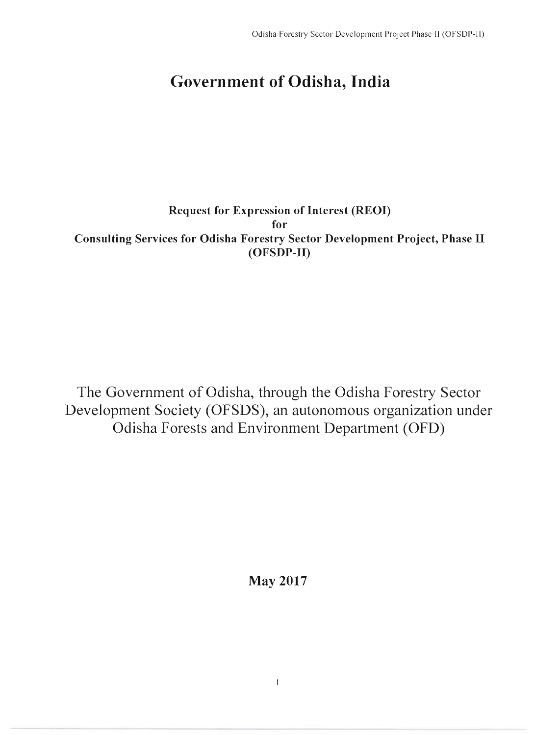# Government of Odisha, India

**Request for Expression of Interest (REOI)**
**for**
**Consulting Services for Odisha Forestry Sector Development Project, Phase II (OFSDP-II)**

The Government of Odisha, through the Odisha Forestry Sector Development Society (OFSDS), an autonomous organization under Odisha Forests and Environment Department (OFD)

**May 2017**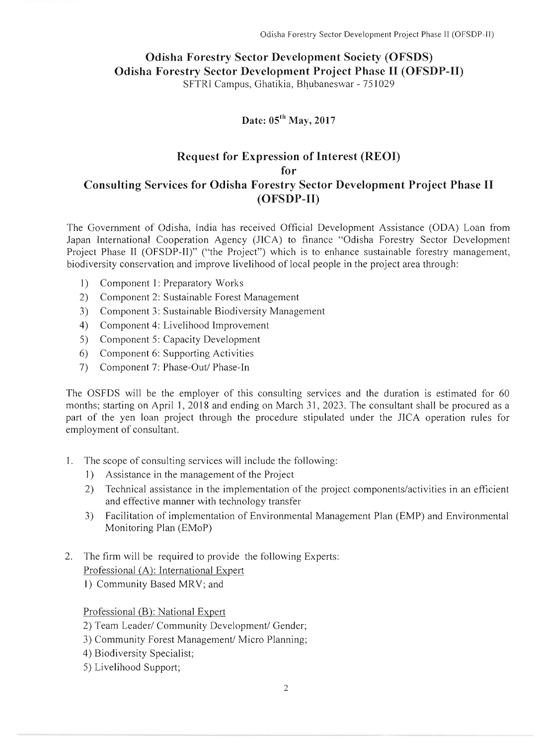# Odisha Forestry Sector Development Society (OFSDS)
# Odisha Forestry Sector Development Project Phase II (OFSDP-II)

SFTRI Campus, Ghatikia, Bhubaneswar - 751029

**Date: 05th May, 2017**

## Request for Expression of Interest (REOI)
## for
## Consulting Services for Odisha Forestry Sector Development Project Phase II (OFSDP-II)

The Government of Odisha, India has received Official Development Assistance (ODA) Loan from Japan International Cooperation Agency (JICA) to finance "Odisha Forestry Sector Development Project Phase II (OFSDP-II)" ("the Project") which is to enhance sustainable forestry management, biodiversity conservation and improve livelihood of local people in the project area through:

1) Component 1: Preparatory Works
2) Component 2: Sustainable Forest Management
3) Component 3: Sustainable Biodiversity Management
4) Component 4: Livelihood Improvement
5) Component 5: Capacity Development
6) Component 6: Supporting Activities
7) Component 7: Phase-Out/ Phase-In

The OSFDS will be the employer of this consulting services and the duration is estimated for 60 months; starting on April 1, 2018 and ending on March 31, 2023. The consultant shall be procured as a part of the yen loan project through the procedure stipulated under the JICA operation rules for employment of consultant.

1. The scope of consulting services will include the following:
   1) Assistance in the management of the Project
   2) Technical assistance in the implementation of the project components/activities in an efficient and effective manner with technology transfer
   3) Facilitation of implementation of Environmental Management Plan (EMP) and Environmental Monitoring Plan (EMoP)

2. The firm will be required to provide the following Experts:

   Professional (A): International Expert

   1) Community Based MRV; and

   Professional (B): National Expert

   2) Team Leader/ Community Development/ Gender;
   3) Community Forest Management/ Micro Planning;
   4) Biodiversity Specialist;
   5) Livelihood Support;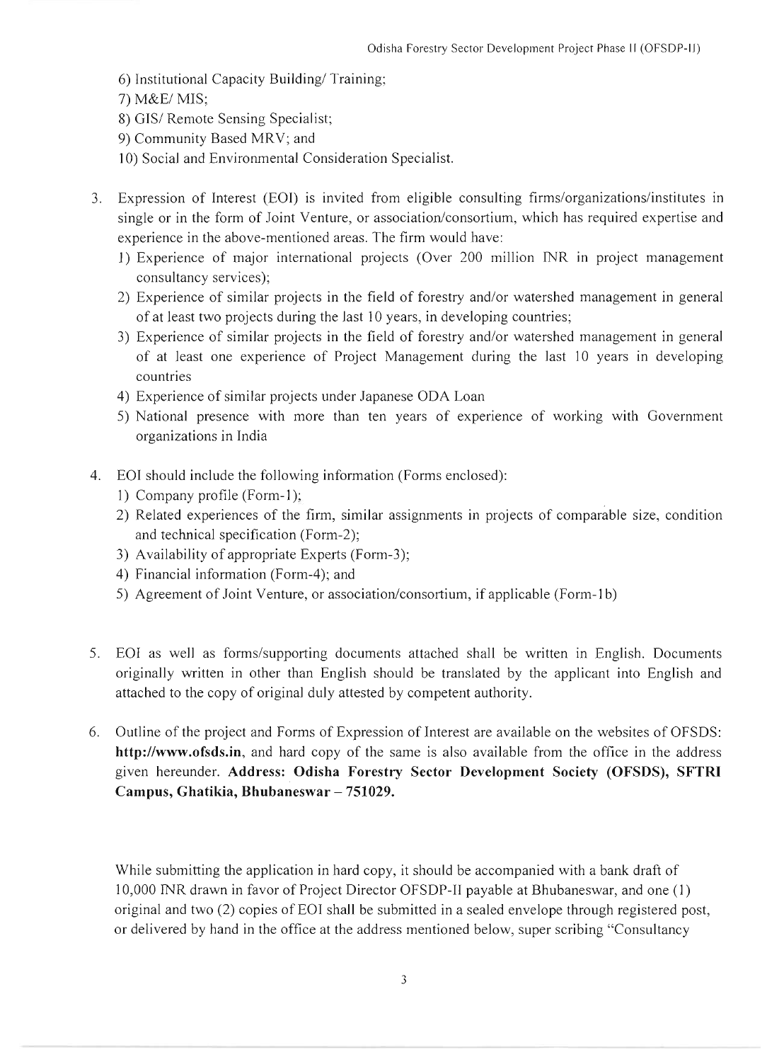6) Institutional Capacity Building/ Training;
7) M&E/ MIS;
8) GIS/ Remote Sensing Specialist;
9) Community Based MRV; and
10) Social and Environmental Consideration Specialist.

3. Expression of Interest (EOI) is invited from eligible consulting firms/organizations/institutes in single or in the form of Joint Venture, or association/consortium, which has required expertise and experience in the above-mentioned areas. The firm would have:
   1) Experience of major international projects (Over 200 million INR in project management consultancy services);
   2) Experience of similar projects in the field of forestry and/or watershed management in general of at least two projects during the last 10 years, in developing countries;
   3) Experience of similar projects in the field of forestry and/or watershed management in general of at least one experience of Project Management during the last 10 years in developing countries
   4) Experience of similar projects under Japanese ODA Loan
   5) National presence with more than ten years of experience of working with Government organizations in India

4. EOI should include the following information (Forms enclosed):
   1) Company profile (Form-1);
   2) Related experiences of the firm, similar assignments in projects of comparable size, condition and technical specification (Form-2);
   3) Availability of appropriate Experts (Form-3);
   4) Financial information (Form-4); and
   5) Agreement of Joint Venture, or association/consortium, if applicable (Form-1b)

5. EOI as well as forms/supporting documents attached shall be written in English. Documents originally written in other than English should be translated by the applicant into English and attached to the copy of original duly attested by competent authority.

6. Outline of the project and Forms of Expression of Interest are available on the websites of OFSDS: **http://www.ofsds.in**, and hard copy of the same is also available from the office in the address given hereunder. **Address: Odisha Forestry Sector Development Society (OFSDS), SFTRI Campus, Ghatikia, Bhubaneswar – 751029.**

While submitting the application in hard copy, it should be accompanied with a bank draft of 10,000 INR drawn in favor of Project Director OFSDP-II payable at Bhubaneswar, and one (1) original and two (2) copies of EOI shall be submitted in a sealed envelope through registered post, or delivered by hand in the office at the address mentioned below, super scribing "Consultancy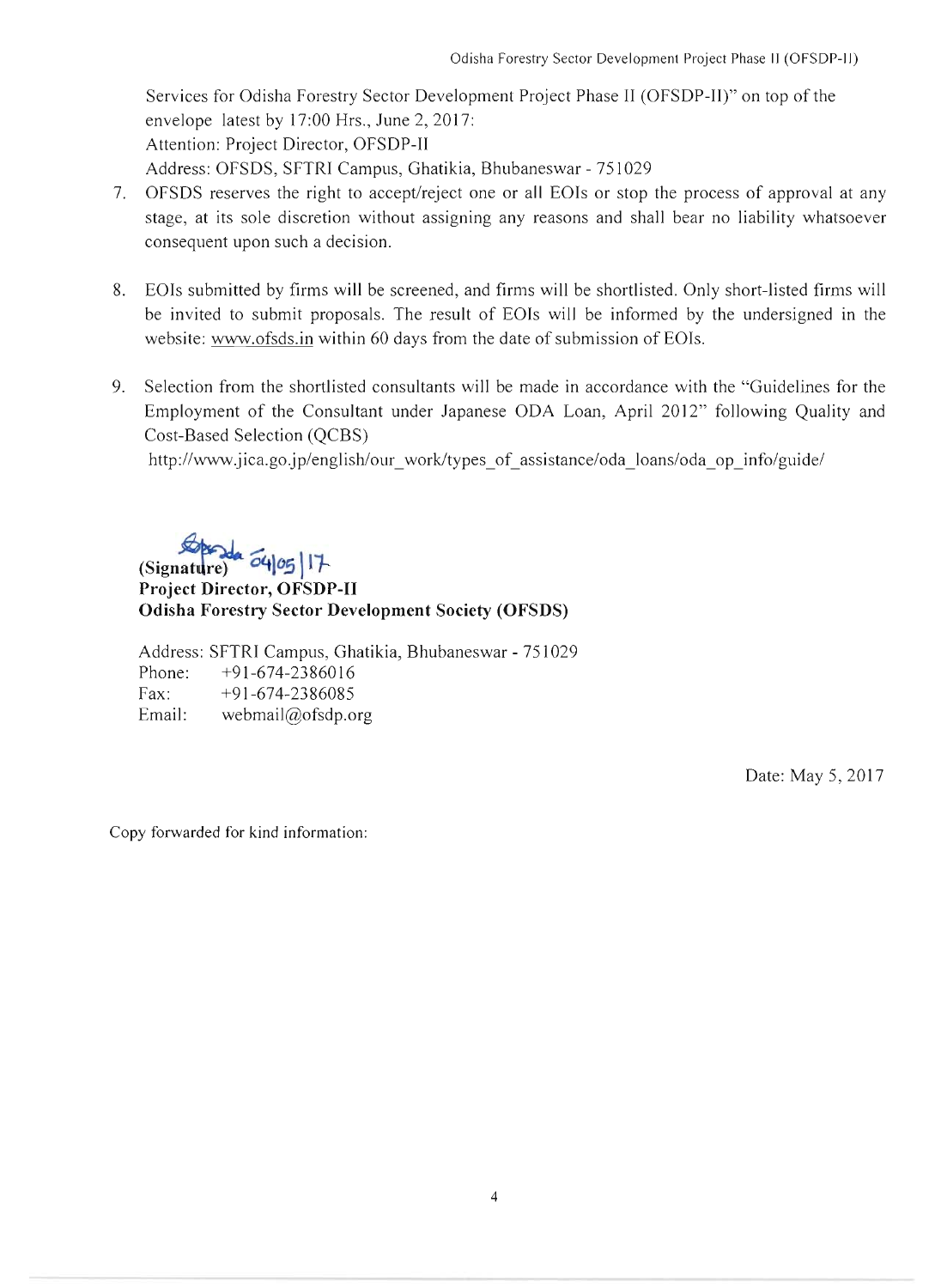Services for Odisha Forestry Sector Development Project Phase II (OFSDP-II)" on top of the envelope latest by 17:00 Hrs., June 2, 2017:
Attention: Project Director, OFSDP-II
Address: OFSDS, SFTRI Campus, Ghatikia, Bhubaneswar - 751029

7. OFSDS reserves the right to accept/reject one or all EOIs or stop the process of approval at any stage, at its sole discretion without assigning any reasons and shall bear no liability whatsoever consequent upon such a decision.

8. EOIs submitted by firms will be screened, and firms will be shortlisted. Only short-listed firms will be invited to submit proposals. The result of EOIs will be informed by the undersigned in the website: www.ofsds.in within 60 days from the date of submission of EOIs.

9. Selection from the shortlisted consultants will be made in accordance with the "Guidelines for the Employment of the Consultant under Japanese ODA Loan, April 2012" following Quality and Cost-Based Selection (QCBS)
http://www.jica.go.jp/english/our_work/types_of_assistance/oda_loans/oda_op_info/guide/

**(Signature)** 04/05/17
**Project Director, OFSDP-II**
**Odisha Forestry Sector Development Society (OFSDS)**

Address: SFTRI Campus, Ghatikia, Bhubaneswar - 751029
Phone: +91-674-2386016
Fax: +91-674-2386085
Email: webmail@ofsdp.org

Date: May 5, 2017

Copy forwarded for kind information: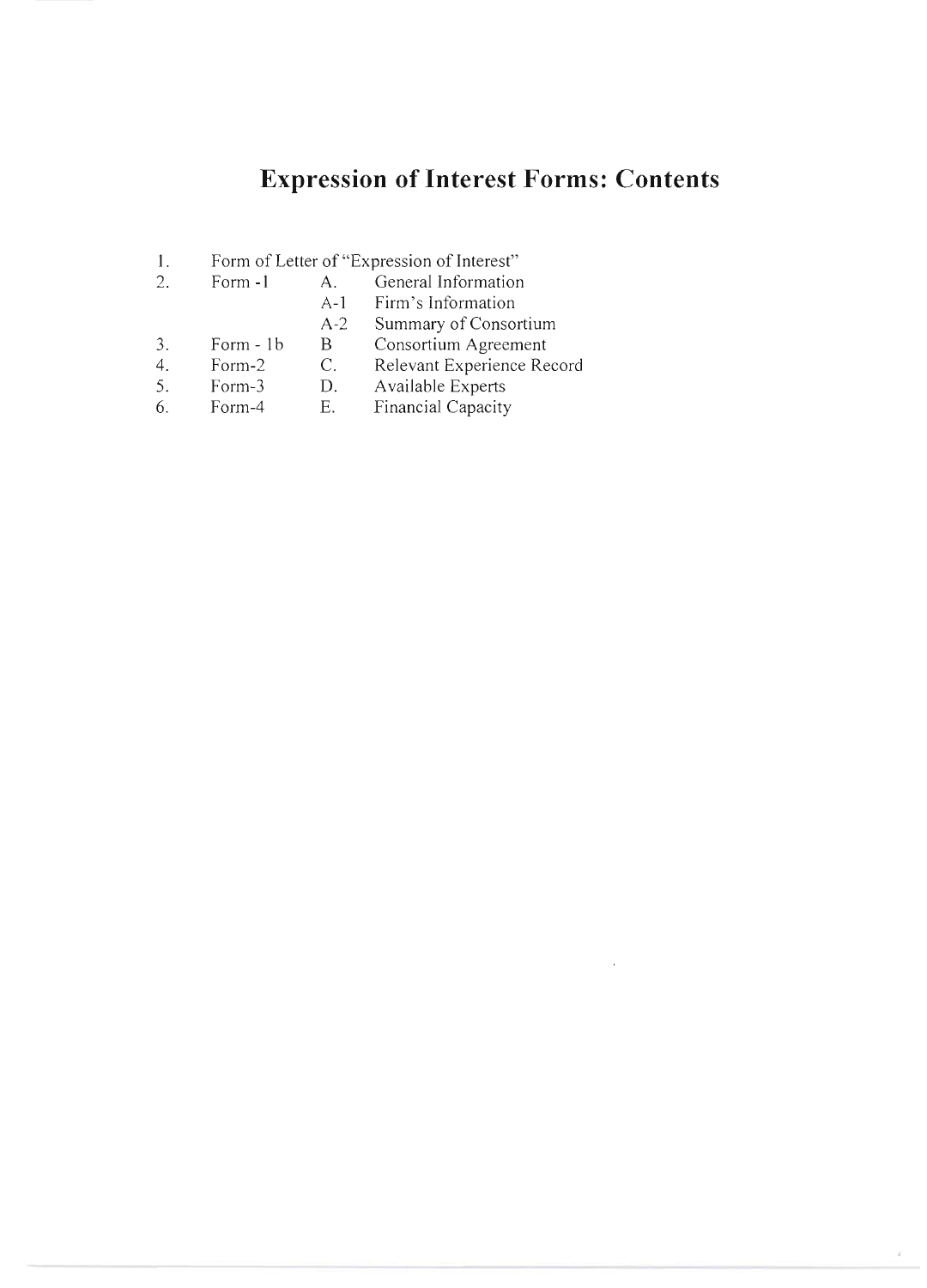# Expression of Interest Forms: Contents

| | | | |
|---|---|---|---|
| 1. | Form of Letter of "Expression of Interest" | | |
| 2. | Form -1 | A. | General Information |
| | | A-1 | Firm's Information |
| | | A-2 | Summary of Consortium |
| 3. | Form - 1b | B | Consortium Agreement |
| 4. | Form-2 | C. | Relevant Experience Record |
| 5. | Form-3 | D. | Available Experts |
| 6. | Form-4 | E. | Financial Capacity |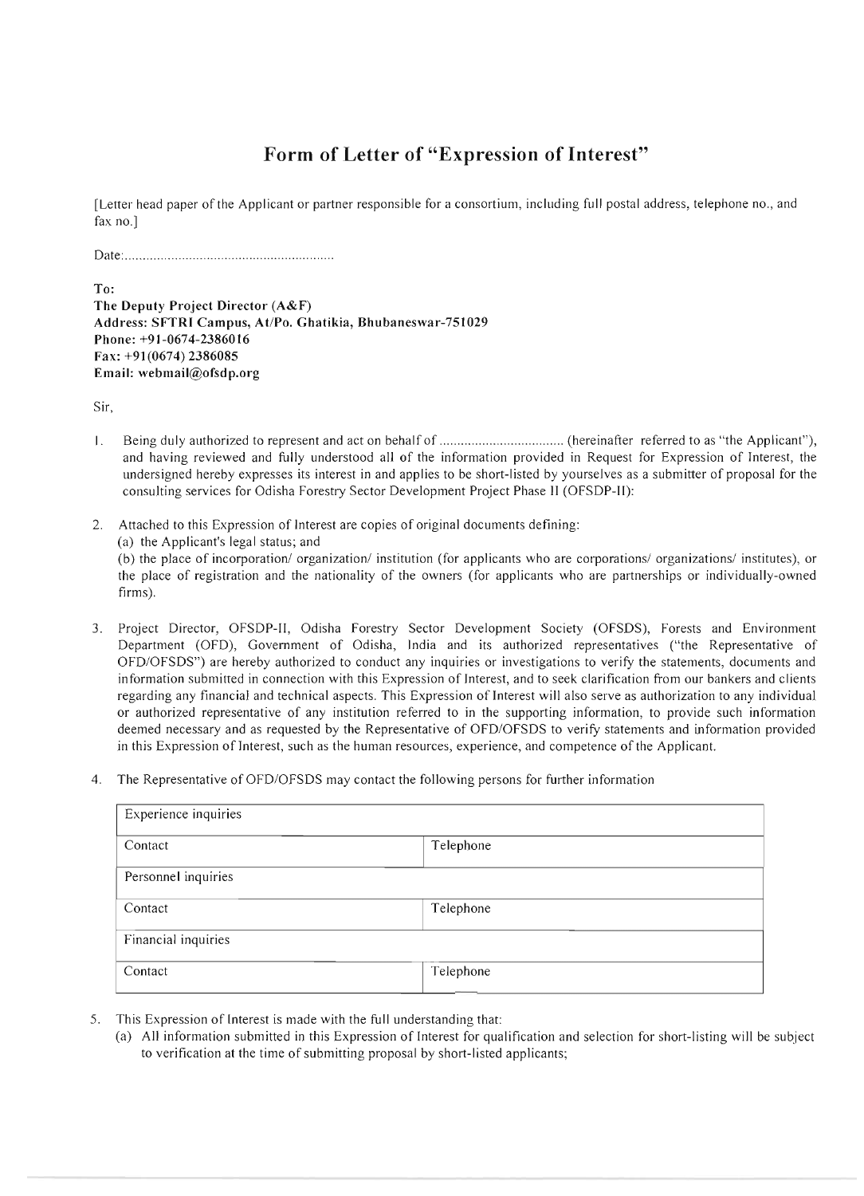# Form of Letter of "Expression of Interest"

[Letter head paper of the Applicant or partner responsible for a consortium, including full postal address, telephone no., and fax no.]

Date:...........................................................

**To:**
**The Deputy Project Director (A&F)**
**Address: SFTRI Campus, At/Po. Ghatikia, Bhubaneswar-751029**
**Phone: +91-0674-2386016**
**Fax: +91(0674) 2386085**
**Email: webmail@ofsdp.org**

Sir,

1. Being duly authorized to represent and act on behalf of .................................. (hereinafter referred to as "the Applicant"), and having reviewed and fully understood all of the information provided in Request for Expression of Interest, the undersigned hereby expresses its interest in and applies to be short-listed by yourselves as a submitter of proposal for the consulting services for Odisha Forestry Sector Development Project Phase II (OFSDP-II):

2. Attached to this Expression of Interest are copies of original documents defining:
   (a) the Applicant's legal status; and
   (b) the place of incorporation/ organization/ institution (for applicants who are corporations/ organizations/ institutes), or the place of registration and the nationality of the owners (for applicants who are partnerships or individually-owned firms).

3. Project Director, OFSDP-II, Odisha Forestry Sector Development Society (OFSDS), Forests and Environment Department (OFD), Government of Odisha, India and its authorized representatives ("the Representative of OFD/OFSDS") are hereby authorized to conduct any inquiries or investigations to verify the statements, documents and information submitted in connection with this Expression of Interest, and to seek clarification from our bankers and clients regarding any financial and technical aspects. This Expression of Interest will also serve as authorization to any individual or authorized representative of any institution referred to in the supporting information, to provide such information deemed necessary and as requested by the Representative of OFD/OFSDS to verify statements and information provided in this Expression of Interest, such as the human resources, experience, and competence of the Applicant.

4. The Representative of OFD/OFSDS may contact the following persons for further information

| Experience inquiries | |
|---|---|
| Contact | Telephone |
| Personnel inquiries | |
| Contact | Telephone |
| Financial inquiries | |
| Contact | Telephone |

5. This Expression of Interest is made with the full understanding that:
   (a) All information submitted in this Expression of Interest for qualification and selection for short-listing will be subject to verification at the time of submitting proposal by short-listed applicants;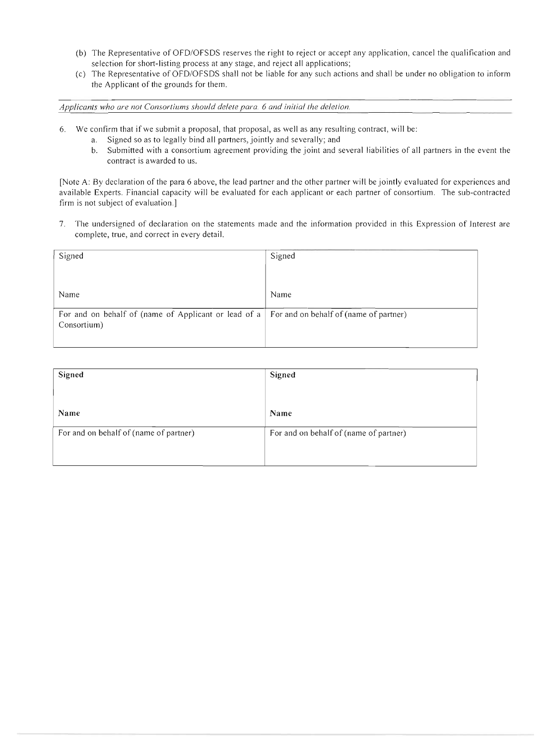(b) The Representative of OFD/OFSDS reserves the right to reject or accept any application, cancel the qualification and selection for short-listing process at any stage, and reject all applications;

(c) The Representative of OFD/OFSDS shall not be liable for any such actions and shall be under no obligation to inform the Applicant of the grounds for them.

*Applicants who are not Consortiums should delete para. 6 and initial the deletion.*

6. We confirm that if we submit a proposal, that proposal, as well as any resulting contract, will be:
   a. Signed so as to legally bind all partners, jointly and severally; and
   b. Submitted with a consortium agreement providing the joint and several liabilities of all partners in the event the contract is awarded to us.

[Note A: By declaration of the para 6 above, the lead partner and the other partner will be jointly evaluated for experiences and available Experts. Financial capacity will be evaluated for each applicant or each partner of consortium. The sub-contracted firm is not subject of evaluation.]

7. The undersigned of declaration on the statements made and the information provided in this Expression of Interest are complete, true, and correct in every detail.

| Signed<br><br>Name | Signed<br><br>Name |
|---|---|
| For and on behalf of (name of Applicant or lead of a Consortium) | For and on behalf of (name of partner) |

| **Signed**<br><br>**Name** | **Signed**<br><br>**Name** |
|---|---|
| For and on behalf of (name of partner) | For and on behalf of (name of partner) |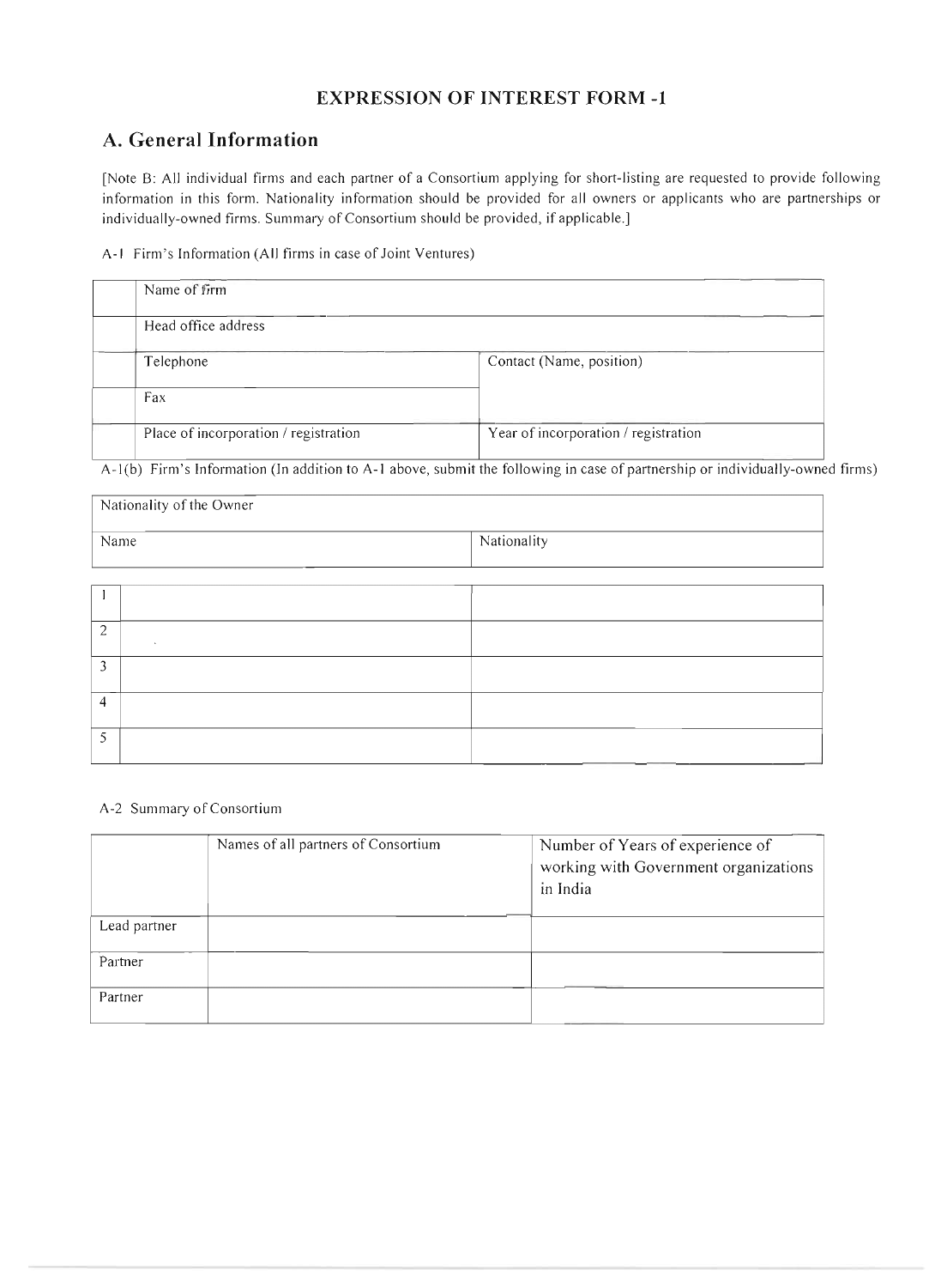## EXPRESSION OF INTEREST FORM -1

## A. General Information

[Note B: All individual firms and each partner of a Consortium applying for short-listing are requested to provide following information in this form. Nationality information should be provided for all owners or applicants who are partnerships or individually-owned firms. Summary of Consortium should be provided, if applicable.]

A-1 Firm's Information (All firms in case of Joint Ventures)

| | | |
|---|---|---|
| | Name of firm | |
| | Head office address | |
| | Telephone | Contact (Name, position) |
| | Fax | |
| | Place of incorporation / registration | Year of incorporation / registration |

A-1(b) Firm's Information (In addition to A-1 above, submit the following in case of partnership or individually-owned firms)

| Nationality of the Owner | | |
|---|---|---|
| Name | | Nationality |
| 1 | | |
| 2 | | |
| 3 | | |
| 4 | | |
| 5 | | |

A-2 Summary of Consortium

| | Names of all partners of Consortium | Number of Years of experience of working with Government organizations in India |
|---|---|---|
| Lead partner | | |
| Partner | | |
| Partner | | |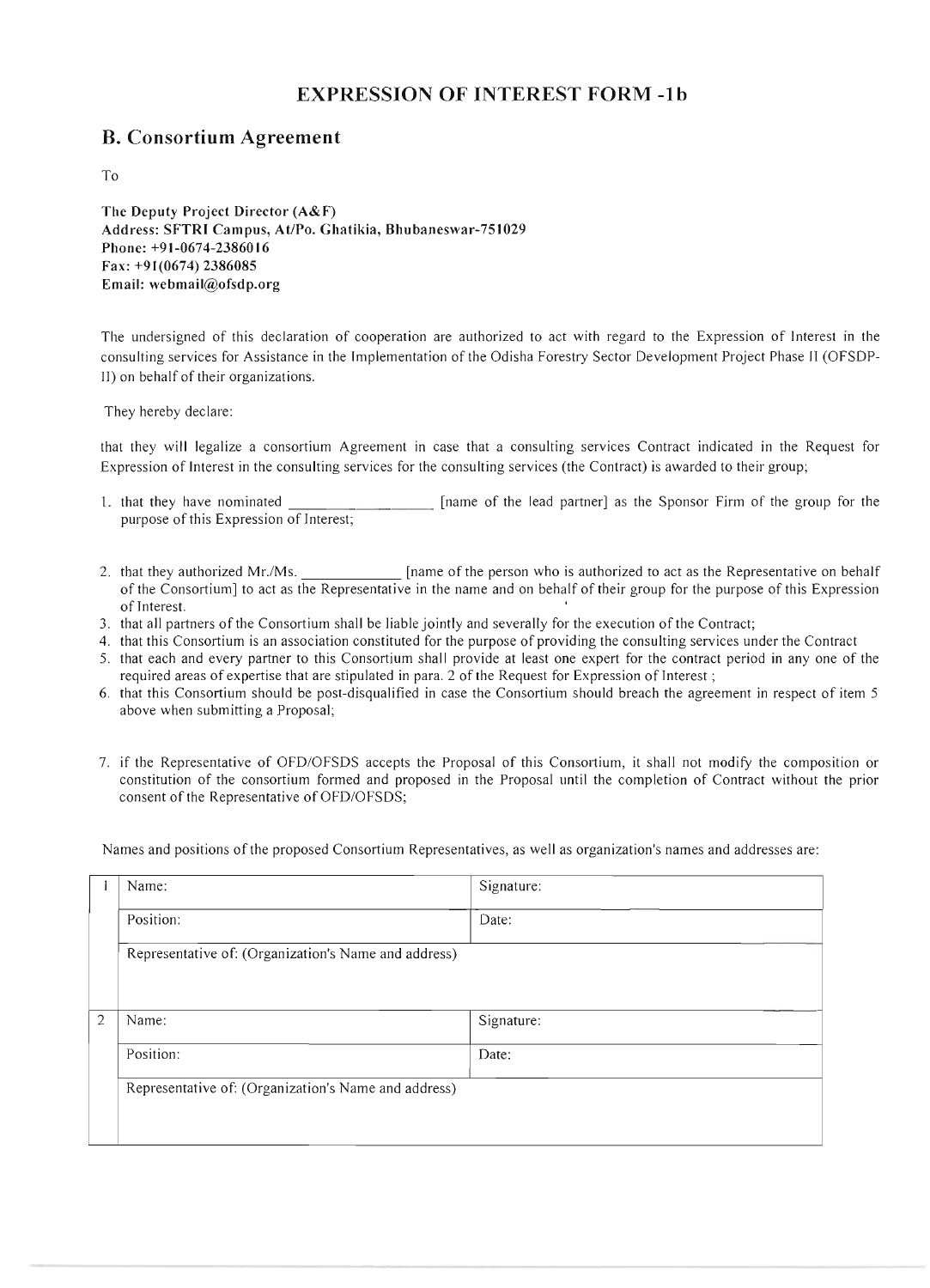# EXPRESSION OF INTEREST FORM -1b

## B. Consortium Agreement

To

**The Deputy Project Director (A&F)**
**Address: SFTRI Campus, At/Po. Ghatikia, Bhubaneswar-751029**
**Phone: +91-0674-2386016**
**Fax: +91(0674) 2386085**
**Email: webmail@ofsdp.org**

The undersigned of this declaration of cooperation are authorized to act with regard to the Expression of Interest in the consulting services for Assistance in the Implementation of the Odisha Forestry Sector Development Project Phase II (OFSDP-II) on behalf of their organizations.

They hereby declare:

that they will legalize a consortium Agreement in case that a consulting services Contract indicated in the Request for Expression of Interest in the consulting services for the consulting services (the Contract) is awarded to their group;

1. that they have nominated ________________ [name of the lead partner] as the Sponsor Firm of the group for the purpose of this Expression of Interest;
2. that they authorized Mr./Ms. ____________ [name of the person who is authorized to act as the Representative on behalf of the Consortium] to act as the Representative in the name and on behalf of their group for the purpose of this Expression of Interest.
3. that all partners of the Consortium shall be liable jointly and severally for the execution of the Contract;
4. that this Consortium is an association constituted for the purpose of providing the consulting services under the Contract
5. that each and every partner to this Consortium shall provide at least one expert for the contract period in any one of the required areas of expertise that are stipulated in para. 2 of the Request for Expression of Interest ;
6. that this Consortium should be post-disqualified in case the Consortium should breach the agreement in respect of item 5 above when submitting a Proposal;
7. if the Representative of OFD/OFSDS accepts the Proposal of this Consortium, it shall not modify the composition or constitution of the consortium formed and proposed in the Proposal until the completion of Contract without the prior consent of the Representative of OFD/OFSDS;

Names and positions of the proposed Consortium Representatives, as well as organization's names and addresses are:

| | | |
|---|---|---|
| 1 | Name: | Signature: |
| | Position: | Date: |
| | Representative of: (Organization's Name and address) | |
| 2 | Name: | Signature: |
| | Position: | Date: |
| | Representative of: (Organization's Name and address) | |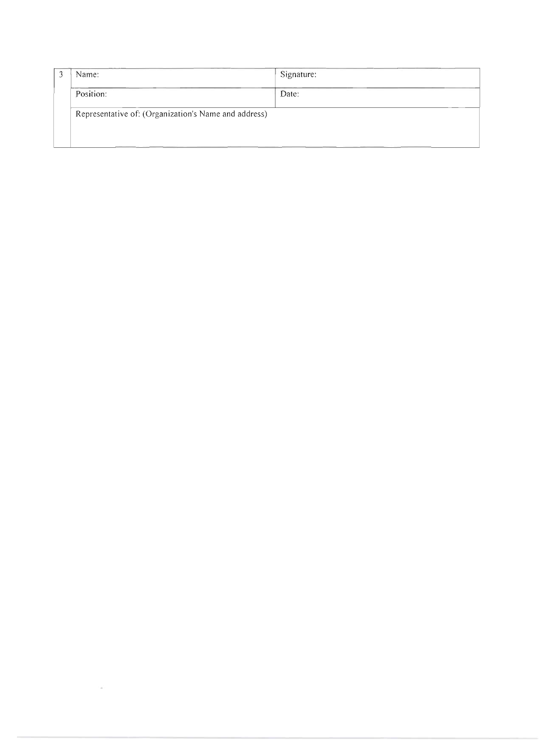| 3 | Name: | Signature: |
|---|---|---|
| | Position: | Date: |
| | Representative of: (Organization's Name and address) | |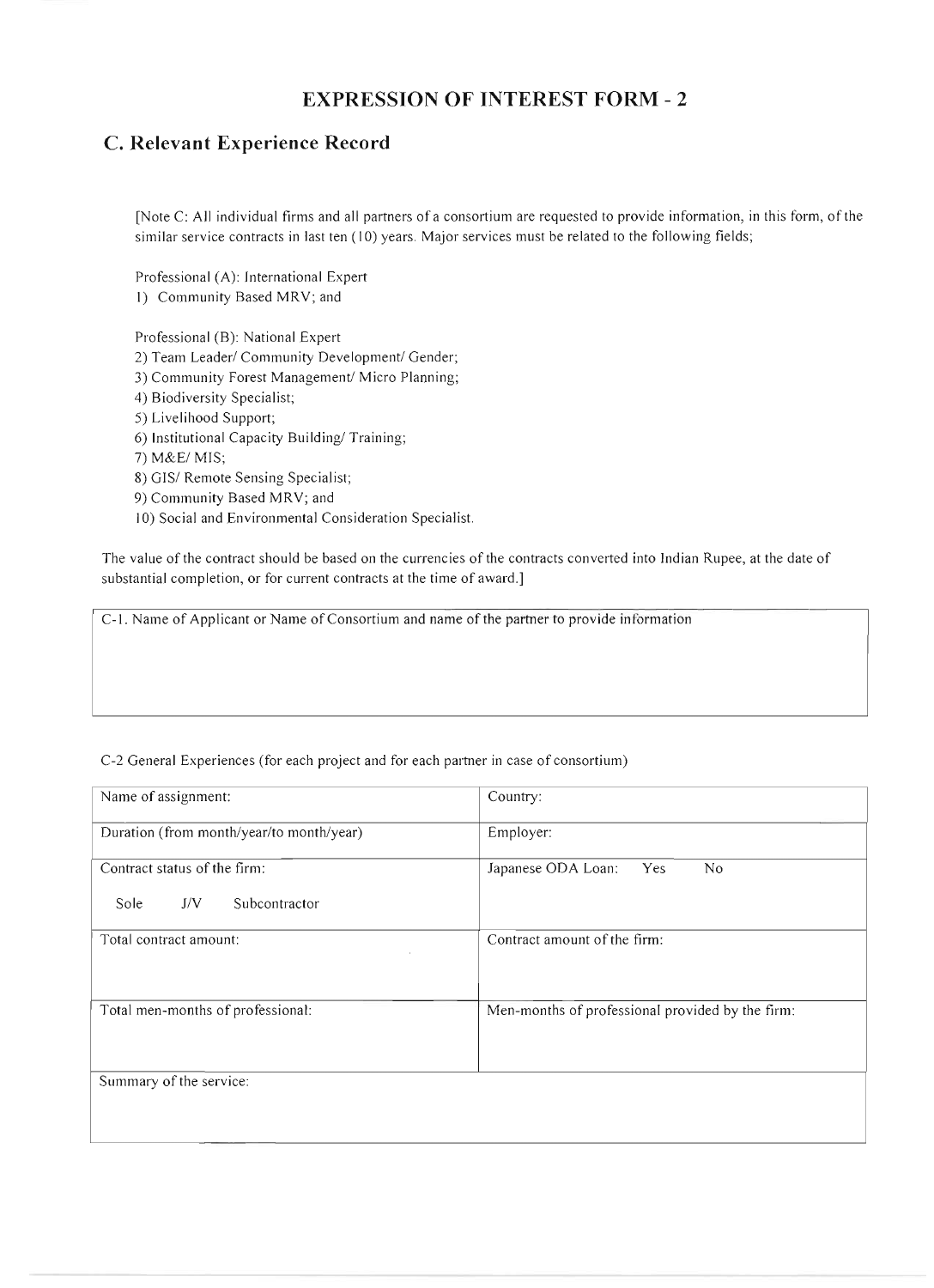# EXPRESSION OF INTEREST FORM - 2

## C. Relevant Experience Record

[Note C: All individual firms and all partners of a consortium are requested to provide information, in this form, of the similar service contracts in last ten (10) years. Major services must be related to the following fields;

Professional (A): International Expert

1) Community Based MRV; and

Professional (B): National Expert

2) Team Leader/ Community Development/ Gender;
3) Community Forest Management/ Micro Planning;
4) Biodiversity Specialist;
5) Livelihood Support;
6) Institutional Capacity Building/ Training;
7) M&E/ MIS;
8) GIS/ Remote Sensing Specialist;
9) Community Based MRV; and
10) Social and Environmental Consideration Specialist.

The value of the contract should be based on the currencies of the contracts converted into Indian Rupee, at the date of substantial completion, or for current contracts at the time of award.]

| C-1. Name of Applicant or Name of Consortium and name of the partner to provide information |
|---|
| |

C-2 General Experiences (for each project and for each partner in case of consortium)

| | |
|---|---|
| Name of assignment: | Country: |
| Duration (from month/year/to month/year) | Employer: |
| Contract status of the firm:<br>Sole J/V Subcontractor | Japanese ODA Loan: Yes No |
| Total contract amount: | Contract amount of the firm: |
| Total men-months of professional: | Men-months of professional provided by the firm: |
| Summary of the service: | |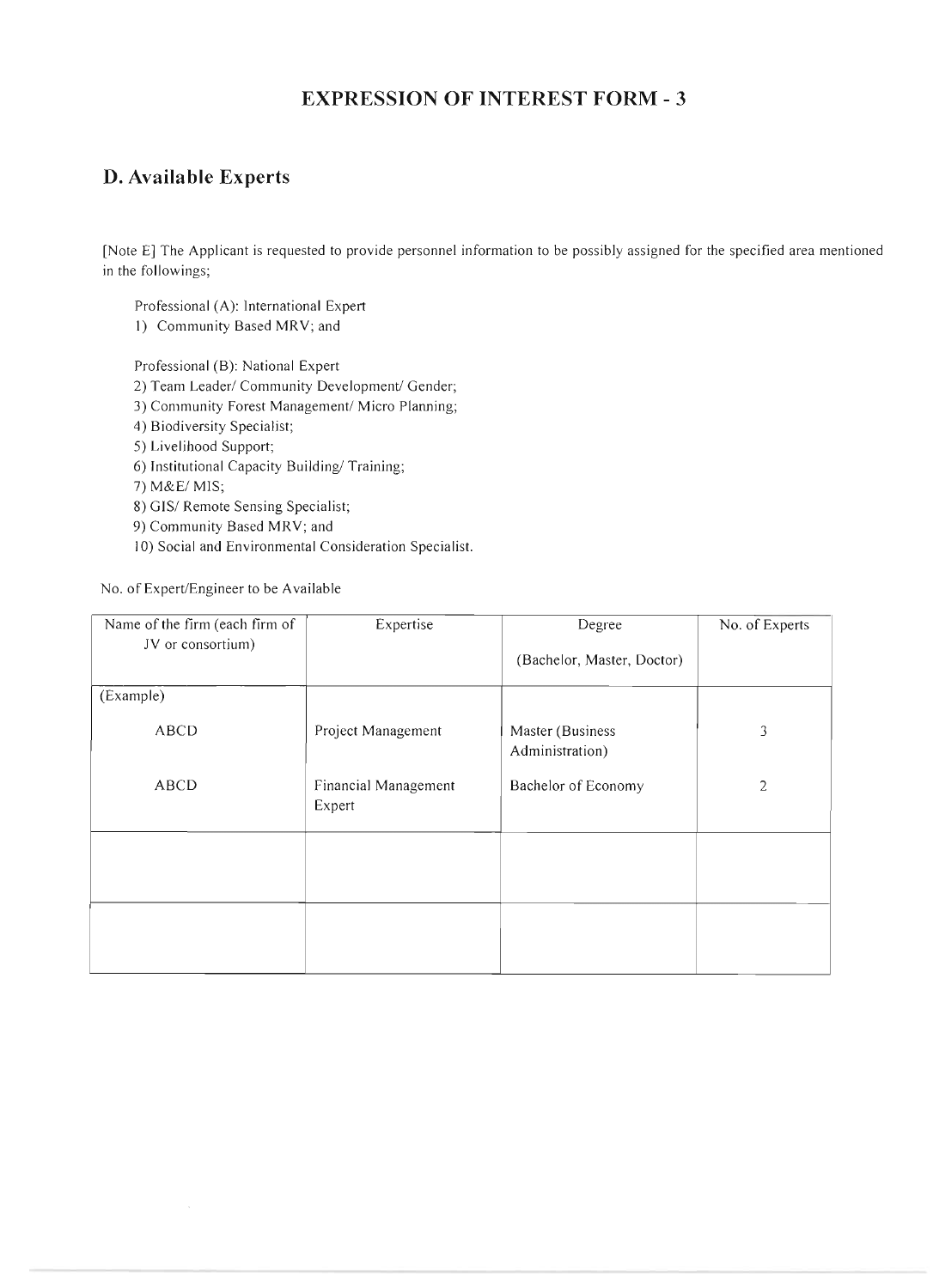# EXPRESSION OF INTEREST FORM - 3

## D. Available Experts

[Note E] The Applicant is requested to provide personnel information to be possibly assigned for the specified area mentioned in the followings;

Professional (A): International Expert

1) Community Based MRV; and

Professional (B): National Expert

2) Team Leader/ Community Development/ Gender;
3) Community Forest Management/ Micro Planning;
4) Biodiversity Specialist;
5) Livelihood Support;
6) Institutional Capacity Building/ Training;
7) M&E/ MIS;
8) GIS/ Remote Sensing Specialist;
9) Community Based MRV; and
10) Social and Environmental Consideration Specialist.

No. of Expert/Engineer to be Available

| Name of the firm (each firm of JV or consortium) | Expertise | Degree (Bachelor, Master, Doctor) | No. of Experts |
|---|---|---|---|
| (Example) | | | |
| ABCD | Project Management | Master (Business Administration) | 3 |
| ABCD | Financial Management Expert | Bachelor of Economy | 2 |
| | | | |
| | | | |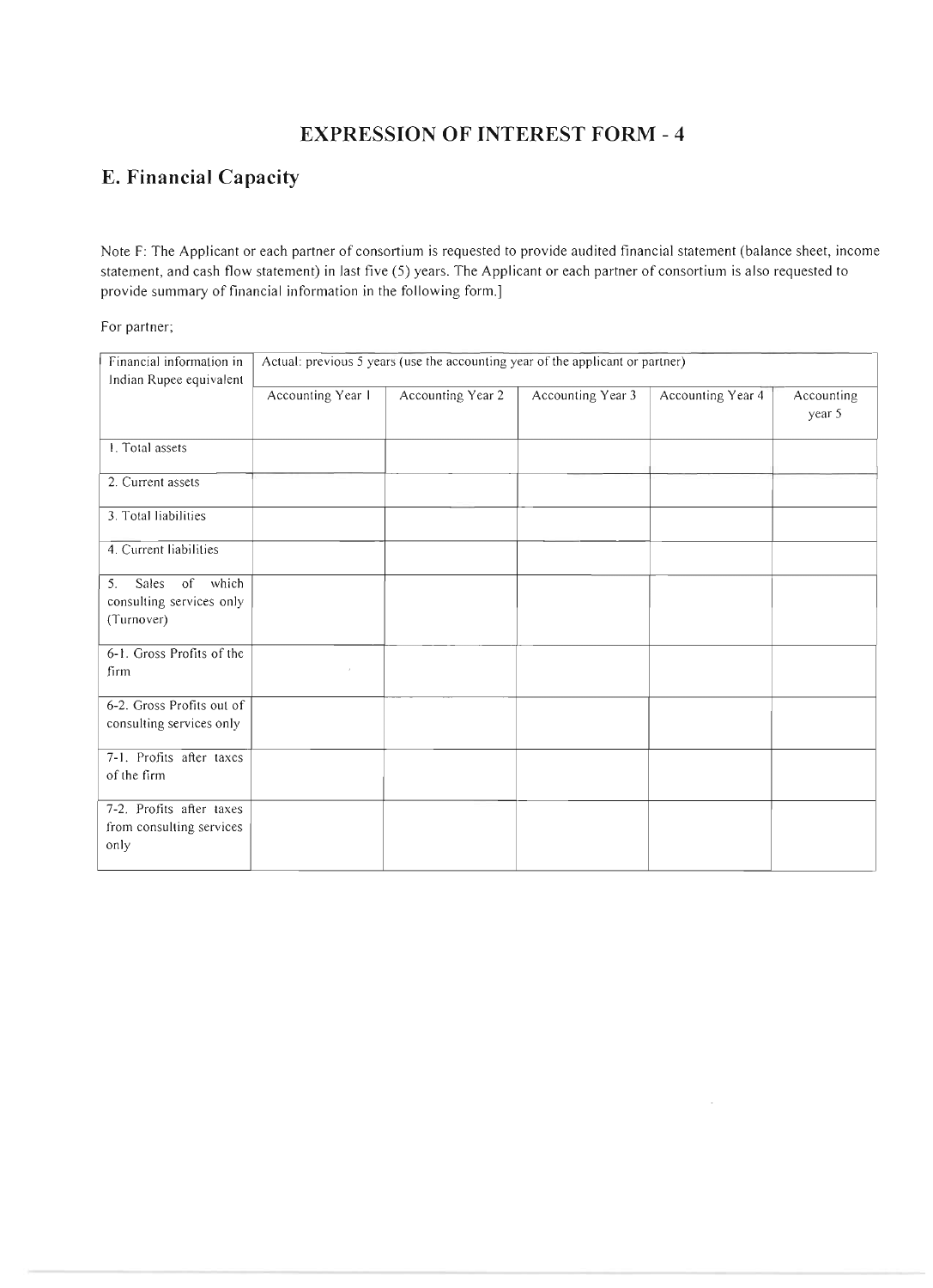# EXPRESSION OF INTEREST FORM - 4

## E. Financial Capacity

Note F: The Applicant or each partner of consortium is requested to provide audited financial statement (balance sheet, income statement, and cash flow statement) in last five (5) years. The Applicant or each partner of consortium is also requested to provide summary of financial information in the following form.]

For partner;

| Financial information in Indian Rupee equivalent | Actual: previous 5 years (use the accounting year of the applicant or partner) | | | | |
|---|---|---|---|---|---|
| | Accounting Year 1 | Accounting Year 2 | Accounting Year 3 | Accounting Year 4 | Accounting year 5 |
| 1. Total assets | | | | | |
| 2. Current assets | | | | | |
| 3. Total liabilities | | | | | |
| 4. Current liabilities | | | | | |
| 5. Sales of which consulting services only (Turnover) | | | | | |
| 6-1. Gross Profits of the firm | | | | | |
| 6-2. Gross Profits out of consulting services only | | | | | |
| 7-1. Profits after taxes of the firm | | | | | |
| 7-2. Profits after taxes from consulting services only | | | | | |